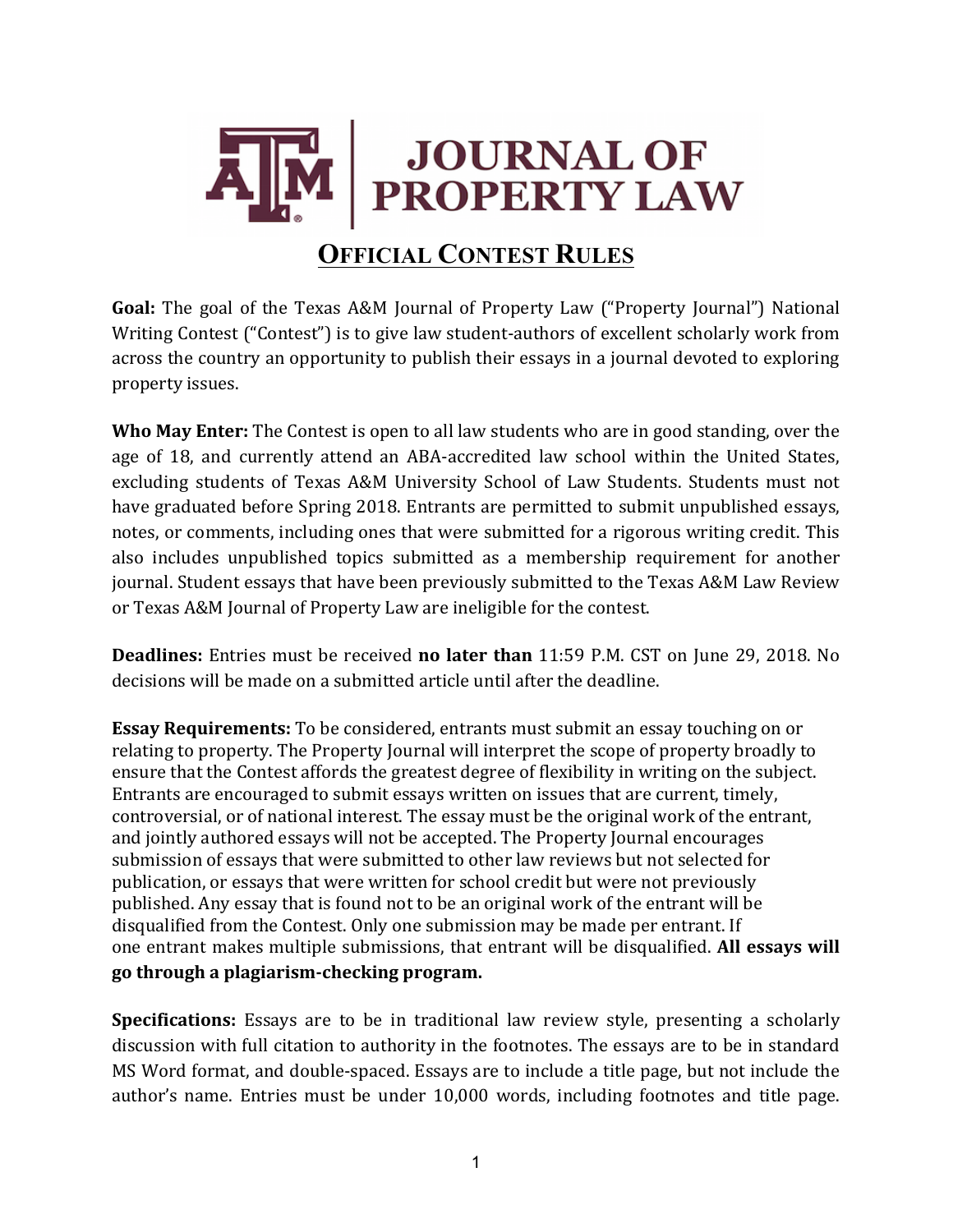# JOURNAL OF PROPERTY LAW

## OFFICIAL CONTEST RULES

**Goal:** The goal of the Texas A&M Journal of Property Law ("Property Journal") National Writing Contest ("Contest") is to give law student-authors of excellent scholarly work from across the country an opportunity to publish their essays in a journal devoted to exploring property issues.

**Who May Enter:** The Contest is open to all law students who are in good standing, over the age of 18, and currently attend an ABA-accredited law school within the United States, excluding students of Texas A&M University School of Law Students. Students must not have graduated before Spring 2018. Entrants are permitted to submit unpublished essays, notes, or comments, including ones that were submitted for a rigorous writing credit. This also includes unpublished topics submitted as a membership requirement for another journal. Student essays that have been previously submitted to the Texas A&M Law Review or Texas A&M Journal of Property Law are ineligible for the contest.

**Deadlines:** Entries must be received **no later than** 11:59 P.M. CST on June 29, 2018. No decisions will be made on a submitted article until after the deadline.

**Essay Requirements:** To be considered, entrants must submit an essay touching on or relating to property. The Property Journal will interpret the scope of property broadly to ensure that the Contest affords the greatest degree of flexibility in writing on the subject. Entrants are encouraged to submit essays written on issues that are current, timely, controversial, or of national interest. The essay must be the original work of the entrant, and jointly authored essays will not be accepted. The Property Journal encourages submission of essays that were submitted to other law reviews but not selected for publication, or essays that were written for school credit but were not previously published. Any essay that is found not to be an original work of the entrant will be disqualified from the Contest. Only one submission may be made per entrant. If one entrant makes multiple submissions, that entrant will be disqualified. **All essays will go through a plagiarism-checking program.**

**Specifications:** Essays are to be in traditional law review style, presenting a scholarly discussion with full citation to authority in the footnotes. The essays are to be in standard MS Word format, and double-spaced. Essays are to include a title page, but not include the author's name. Entries must be under 10,000 words, including footnotes and title page.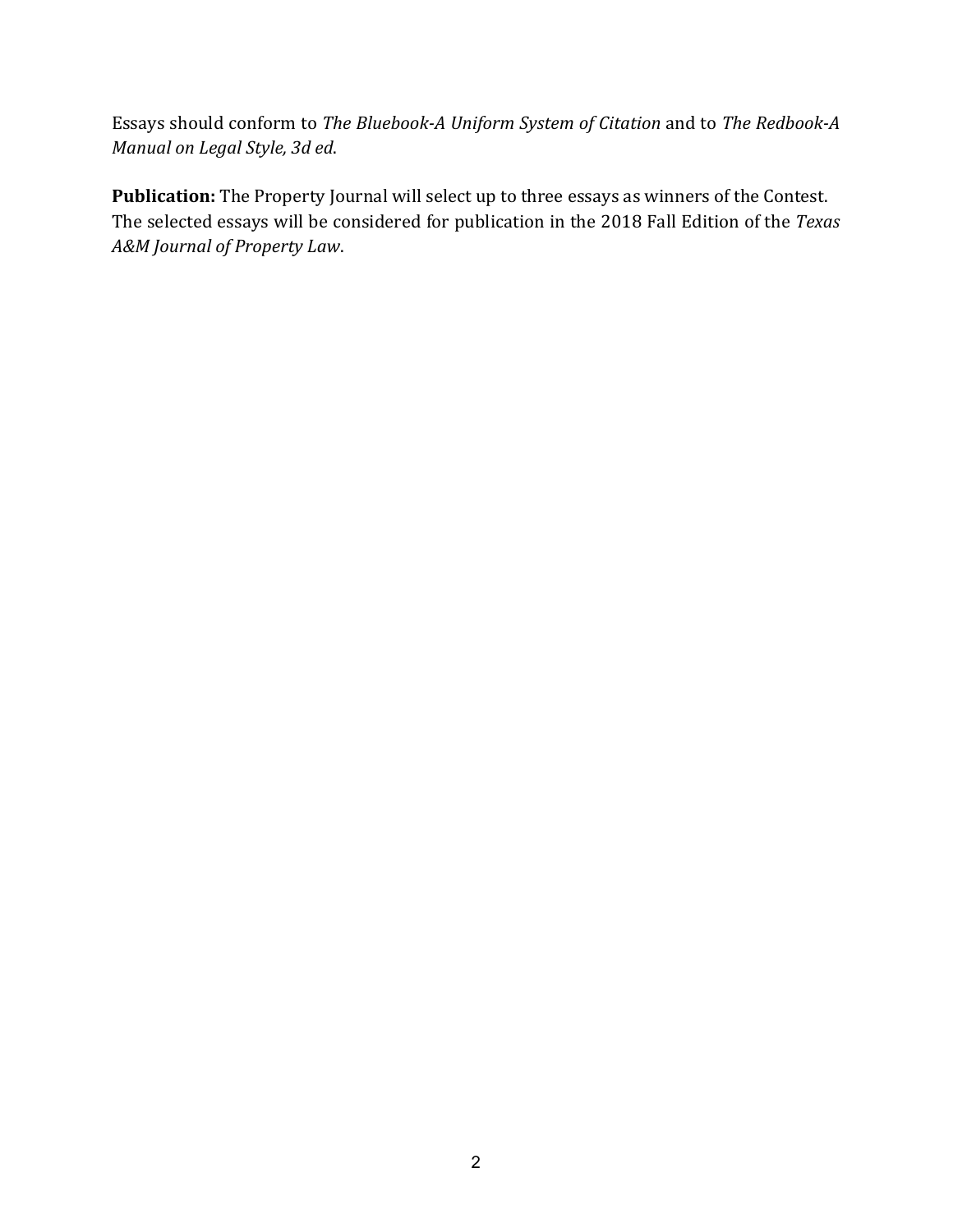Essays should conform to *The Bluebook-A Uniform System of Citation* and to *The Redbook-A Manual on Legal Style, 3d ed*.

**Publication:** The Property Journal will select up to three essays as winners of the Contest. The selected essays will be considered for publication in the 2018 Fall Edition of the *Texas A&M Journal of Property Law*.